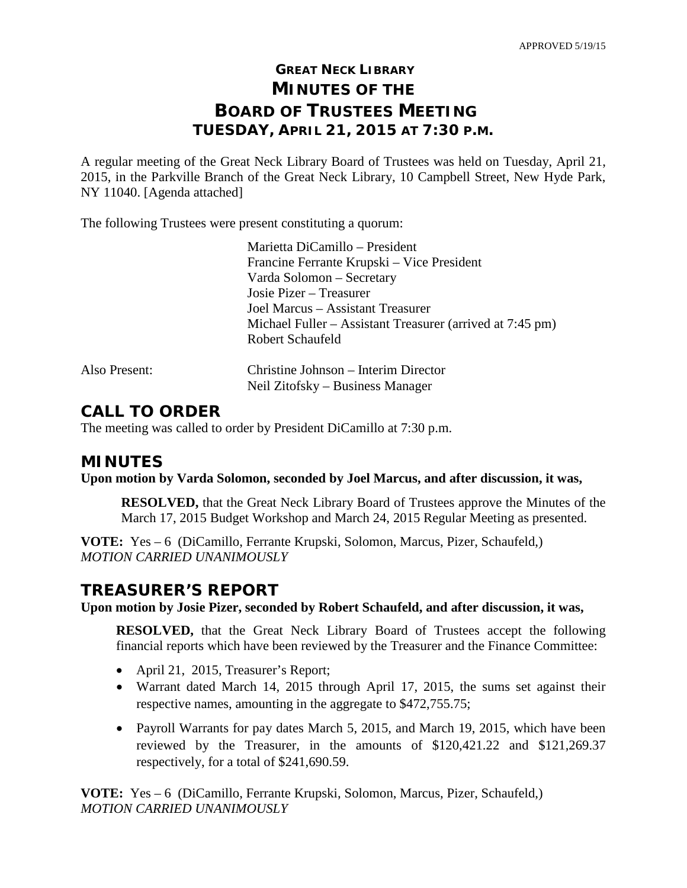APPROVED 5/19/15

# GREAT NECK LIBRARY
# MINUTES OF THE
# BOARD OF TRUSTEES MEETING
## TUESDAY, APRIL 21, 2015 AT 7:30 P.M.

A regular meeting of the Great Neck Library Board of Trustees was held on Tuesday, April 21, 2015, in the Parkville Branch of the Great Neck Library, 10 Campbell Street, New Hyde Park, NY 11040. [Agenda attached]

The following Trustees were present constituting a quorum:

Marietta DiCamillo – President
Francine Ferrante Krupski – Vice President
Varda Solomon – Secretary
Josie Pizer – Treasurer
Joel Marcus – Assistant Treasurer
Michael Fuller – Assistant Treasurer (arrived at 7:45 pm)
Robert Schaufeld

Also Present: Christine Johnson – Interim Director
Neil Zitofsky – Business Manager

## CALL TO ORDER

The meeting was called to order by President DiCamillo at 7:30 p.m.

## MINUTES

**Upon motion by Varda Solomon, seconded by Joel Marcus, and after discussion, it was,**

**RESOLVED,** that the Great Neck Library Board of Trustees approve the Minutes of the March 17, 2015 Budget Workshop and March 24, 2015 Regular Meeting as presented.

**VOTE:** Yes – 6 (DiCamillo, Ferrante Krupski, Solomon, Marcus, Pizer, Schaufeld,)
*MOTION CARRIED UNANIMOUSLY*

## TREASURER'S REPORT

**Upon motion by Josie Pizer, seconded by Robert Schaufeld, and after discussion, it was,**

**RESOLVED,** that the Great Neck Library Board of Trustees accept the following financial reports which have been reviewed by the Treasurer and the Finance Committee:

- April 21, 2015, Treasurer's Report;
- Warrant dated March 14, 2015 through April 17, 2015, the sums set against their respective names, amounting in the aggregate to $472,755.75;
- Payroll Warrants for pay dates March 5, 2015, and March 19, 2015, which have been reviewed by the Treasurer, in the amounts of $120,421.22 and $121,269.37 respectively, for a total of $241,690.59.

**VOTE:** Yes – 6 (DiCamillo, Ferrante Krupski, Solomon, Marcus, Pizer, Schaufeld,)
*MOTION CARRIED UNANIMOUSLY*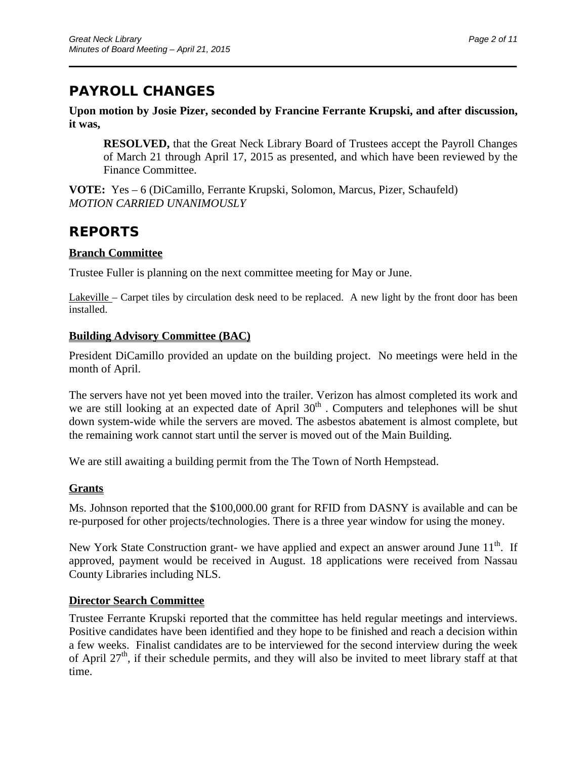## PAYROLL CHANGES

**Upon motion by Josie Pizer, seconded by Francine Ferrante Krupski, and after discussion, it was,**

> **RESOLVED,** that the Great Neck Library Board of Trustees accept the Payroll Changes of March 21 through April 17, 2015 as presented, and which have been reviewed by the Finance Committee.

**VOTE:** Yes – 6 (DiCamillo, Ferrante Krupski, Solomon, Marcus, Pizer, Schaufeld)
*MOTION CARRIED UNANIMOUSLY*

## REPORTS

### Branch Committee

Trustee Fuller is planning on the next committee meeting for May or June.

Lakeville – Carpet tiles by circulation desk need to be replaced. A new light by the front door has been installed.

### Building Advisory Committee (BAC)

President DiCamillo provided an update on the building project. No meetings were held in the month of April.

The servers have not yet been moved into the trailer. Verizon has almost completed its work and we are still looking at an expected date of April 30th . Computers and telephones will be shut down system-wide while the servers are moved. The asbestos abatement is almost complete, but the remaining work cannot start until the server is moved out of the Main Building.

We are still awaiting a building permit from the The Town of North Hempstead.

### Grants

Ms. Johnson reported that the $100,000.00 grant for RFID from DASNY is available and can be re-purposed for other projects/technologies. There is a three year window for using the money.

New York State Construction grant- we have applied and expect an answer around June 11th. If approved, payment would be received in August. 18 applications were received from Nassau County Libraries including NLS.

### Director Search Committee

Trustee Ferrante Krupski reported that the committee has held regular meetings and interviews. Positive candidates have been identified and they hope to be finished and reach a decision within a few weeks. Finalist candidates are to be interviewed for the second interview during the week of April 27th, if their schedule permits, and they will also be invited to meet library staff at that time.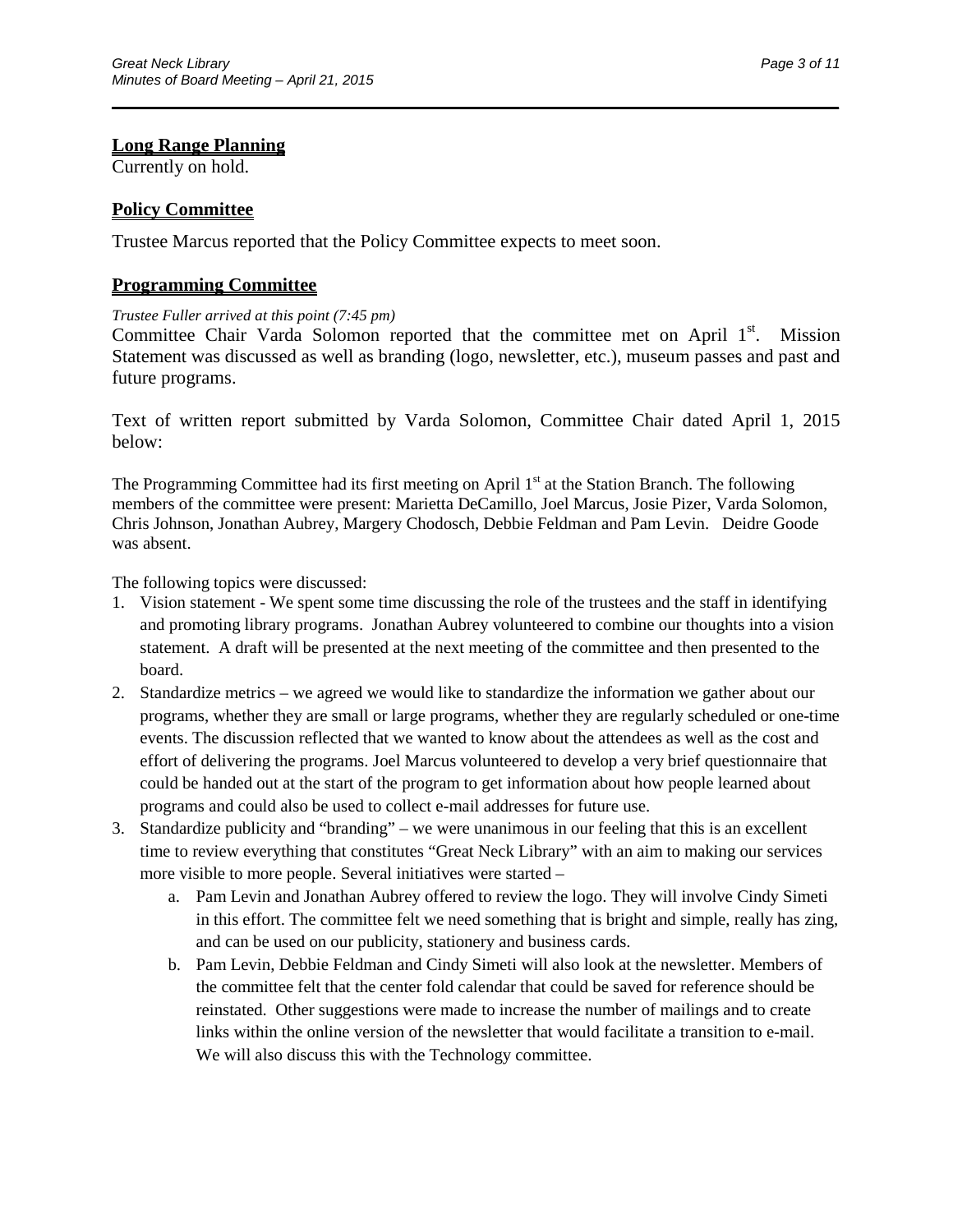## Long Range Planning

Currently on hold.

## Policy Committee

Trustee Marcus reported that the Policy Committee expects to meet soon.

## Programming Committee

*Trustee Fuller arrived at this point (7:45 pm)*

Committee Chair Varda Solomon reported that the committee met on April 1st. Mission Statement was discussed as well as branding (logo, newsletter, etc.), museum passes and past and future programs.

Text of written report submitted by Varda Solomon, Committee Chair dated April 1, 2015 below:

The Programming Committee had its first meeting on April 1st at the Station Branch. The following members of the committee were present: Marietta DeCamillo, Joel Marcus, Josie Pizer, Varda Solomon, Chris Johnson, Jonathan Aubrey, Margery Chodosch, Debbie Feldman and Pam Levin. Deidre Goode was absent.

The following topics were discussed:

1. Vision statement - We spent some time discussing the role of the trustees and the staff in identifying and promoting library programs. Jonathan Aubrey volunteered to combine our thoughts into a vision statement. A draft will be presented at the next meeting of the committee and then presented to the board.
2. Standardize metrics – we agreed we would like to standardize the information we gather about our programs, whether they are small or large programs, whether they are regularly scheduled or one-time events. The discussion reflected that we wanted to know about the attendees as well as the cost and effort of delivering the programs. Joel Marcus volunteered to develop a very brief questionnaire that could be handed out at the start of the program to get information about how people learned about programs and could also be used to collect e-mail addresses for future use.
3. Standardize publicity and "branding" – we were unanimous in our feeling that this is an excellent time to review everything that constitutes "Great Neck Library" with an aim to making our services more visible to more people. Several initiatives were started –
   a. Pam Levin and Jonathan Aubrey offered to review the logo. They will involve Cindy Simeti in this effort. The committee felt we need something that is bright and simple, really has zing, and can be used on our publicity, stationery and business cards.
   b. Pam Levin, Debbie Feldman and Cindy Simeti will also look at the newsletter. Members of the committee felt that the center fold calendar that could be saved for reference should be reinstated. Other suggestions were made to increase the number of mailings and to create links within the online version of the newsletter that would facilitate a transition to e-mail. We will also discuss this with the Technology committee.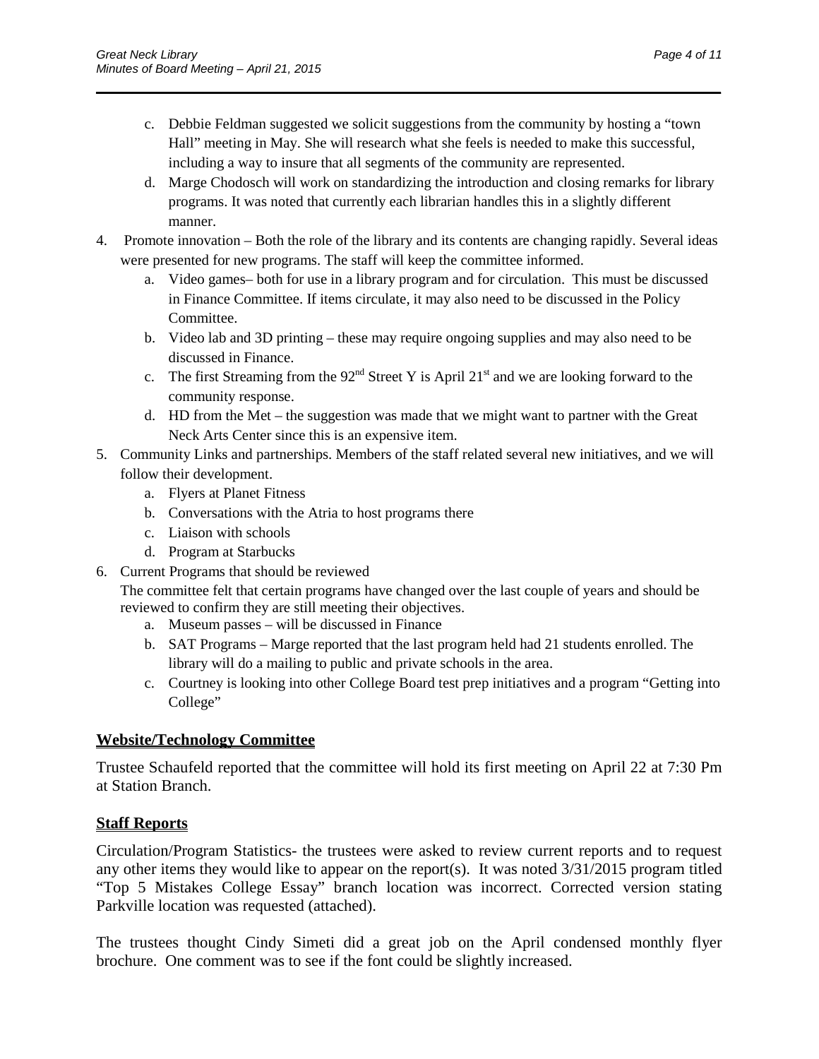c. Debbie Feldman suggested we solicit suggestions from the community by hosting a "town Hall" meeting in May. She will research what she feels is needed to make this successful, including a way to insure that all segments of the community are represented.
   d. Marge Chodosch will work on standardizing the introduction and closing remarks for library programs. It was noted that currently each librarian handles this in a slightly different manner.

4. Promote innovation – Both the role of the library and its contents are changing rapidly. Several ideas were presented for new programs. The staff will keep the committee informed.
   a. Video games– both for use in a library program and for circulation. This must be discussed in Finance Committee. If items circulate, it may also need to be discussed in the Policy Committee.
   b. Video lab and 3D printing – these may require ongoing supplies and may also need to be discussed in Finance.
   c. The first Streaming from the 92nd Street Y is April 21st and we are looking forward to the community response.
   d. HD from the Met – the suggestion was made that we might want to partner with the Great Neck Arts Center since this is an expensive item.
5. Community Links and partnerships. Members of the staff related several new initiatives, and we will follow their development.
   a. Flyers at Planet Fitness
   b. Conversations with the Atria to host programs there
   c. Liaison with schools
   d. Program at Starbucks
6. Current Programs that should be reviewed
   The committee felt that certain programs have changed over the last couple of years and should be reviewed to confirm they are still meeting their objectives.
   a. Museum passes – will be discussed in Finance
   b. SAT Programs – Marge reported that the last program held had 21 students enrolled. The library will do a mailing to public and private schools in the area.
   c. Courtney is looking into other College Board test prep initiatives and a program "Getting into College"

## Website/Technology Committee

Trustee Schaufeld reported that the committee will hold its first meeting on April 22 at 7:30 Pm at Station Branch.

## Staff Reports

Circulation/Program Statistics- the trustees were asked to review current reports and to request any other items they would like to appear on the report(s). It was noted 3/31/2015 program titled "Top 5 Mistakes College Essay" branch location was incorrect. Corrected version stating Parkville location was requested (attached).

The trustees thought Cindy Simeti did a great job on the April condensed monthly flyer brochure. One comment was to see if the font could be slightly increased.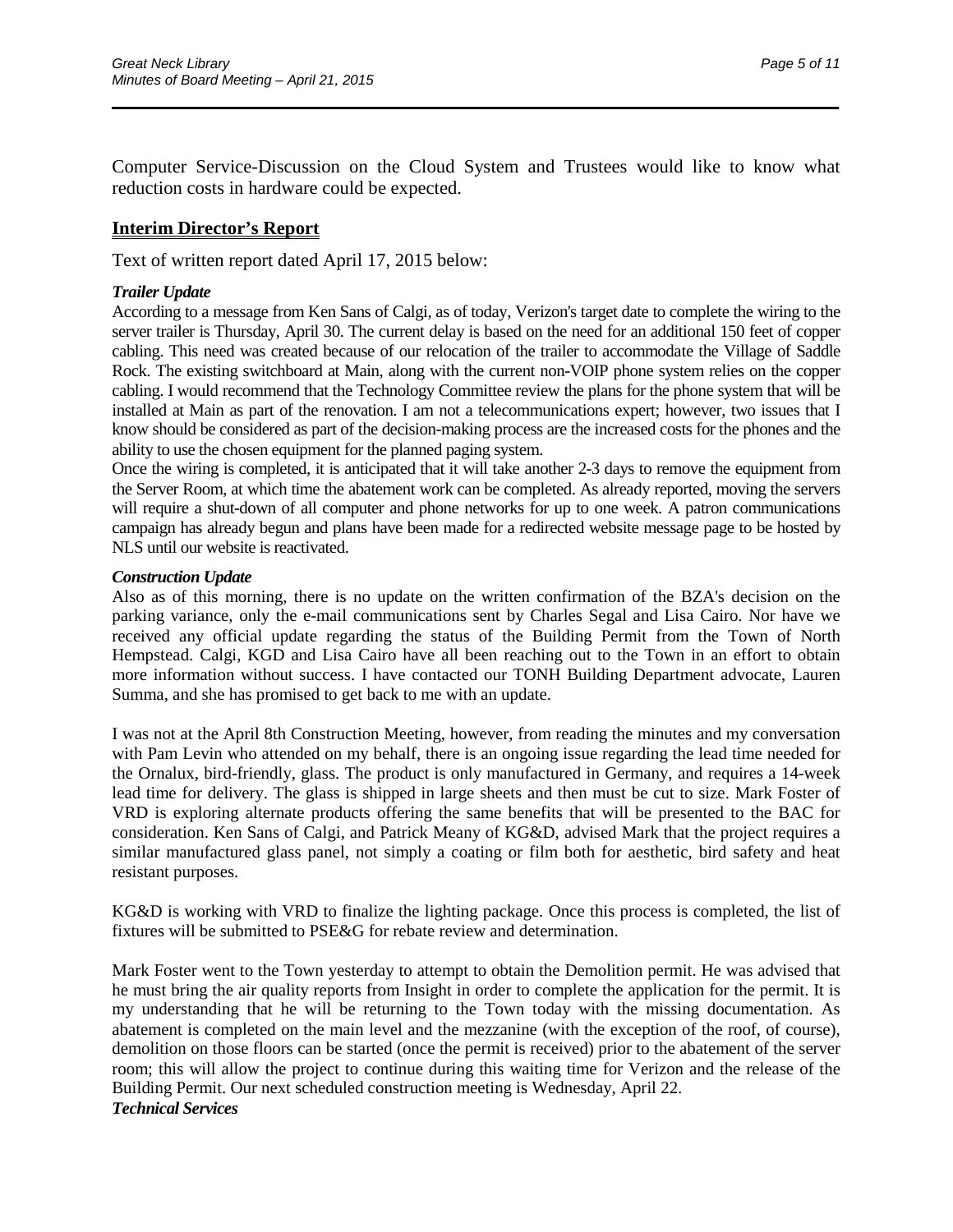Computer Service-Discussion on the Cloud System and Trustees would like to know what reduction costs in hardware could be expected.

## Interim Director's Report

Text of written report dated April 17, 2015 below:

***Trailer Update***

According to a message from Ken Sans of Calgi, as of today, Verizon's target date to complete the wiring to the server trailer is Thursday, April 30. The current delay is based on the need for an additional 150 feet of copper cabling. This need was created because of our relocation of the trailer to accommodate the Village of Saddle Rock. The existing switchboard at Main, along with the current non-VOIP phone system relies on the copper cabling. I would recommend that the Technology Committee review the plans for the phone system that will be installed at Main as part of the renovation. I am not a telecommunications expert; however, two issues that I know should be considered as part of the decision-making process are the increased costs for the phones and the ability to use the chosen equipment for the planned paging system.

Once the wiring is completed, it is anticipated that it will take another 2-3 days to remove the equipment from the Server Room, at which time the abatement work can be completed. As already reported, moving the servers will require a shut-down of all computer and phone networks for up to one week. A patron communications campaign has already begun and plans have been made for a redirected website message page to be hosted by NLS until our website is reactivated.

***Construction Update***

Also as of this morning, there is no update on the written confirmation of the BZA's decision on the parking variance, only the e-mail communications sent by Charles Segal and Lisa Cairo. Nor have we received any official update regarding the status of the Building Permit from the Town of North Hempstead. Calgi, KGD and Lisa Cairo have all been reaching out to the Town in an effort to obtain more information without success. I have contacted our TONH Building Department advocate, Lauren Summa, and she has promised to get back to me with an update.

I was not at the April 8th Construction Meeting, however, from reading the minutes and my conversation with Pam Levin who attended on my behalf, there is an ongoing issue regarding the lead time needed for the Ornalux, bird-friendly, glass. The product is only manufactured in Germany, and requires a 14-week lead time for delivery. The glass is shipped in large sheets and then must be cut to size. Mark Foster of VRD is exploring alternate products offering the same benefits that will be presented to the BAC for consideration. Ken Sans of Calgi, and Patrick Meany of KG&D, advised Mark that the project requires a similar manufactured glass panel, not simply a coating or film both for aesthetic, bird safety and heat resistant purposes.

KG&D is working with VRD to finalize the lighting package. Once this process is completed, the list of fixtures will be submitted to PSE&G for rebate review and determination.

Mark Foster went to the Town yesterday to attempt to obtain the Demolition permit. He was advised that he must bring the air quality reports from Insight in order to complete the application for the permit. It is my understanding that he will be returning to the Town today with the missing documentation. As abatement is completed on the main level and the mezzanine (with the exception of the roof, of course), demolition on those floors can be started (once the permit is received) prior to the abatement of the server room; this will allow the project to continue during this waiting time for Verizon and the release of the Building Permit. Our next scheduled construction meeting is Wednesday, April 22.

***Technical Services***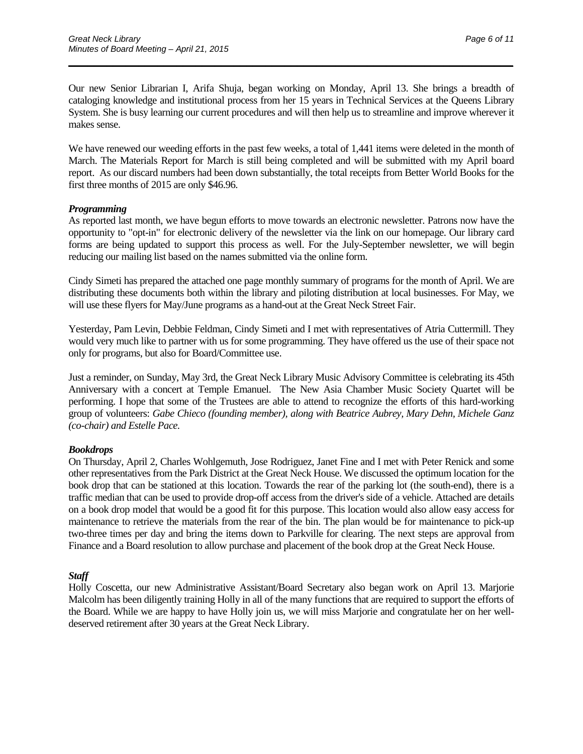Our new Senior Librarian I, Arifa Shuja, began working on Monday, April 13. She brings a breadth of cataloging knowledge and institutional process from her 15 years in Technical Services at the Queens Library System. She is busy learning our current procedures and will then help us to streamline and improve wherever it makes sense.

We have renewed our weeding efforts in the past few weeks, a total of 1,441 items were deleted in the month of March. The Materials Report for March is still being completed and will be submitted with my April board report. As our discard numbers had been down substantially, the total receipts from Better World Books for the first three months of 2015 are only $46.96.

***Programming***

As reported last month, we have begun efforts to move towards an electronic newsletter. Patrons now have the opportunity to "opt-in" for electronic delivery of the newsletter via the link on our homepage. Our library card forms are being updated to support this process as well. For the July-September newsletter, we will begin reducing our mailing list based on the names submitted via the online form.

Cindy Simeti has prepared the attached one page monthly summary of programs for the month of April. We are distributing these documents both within the library and piloting distribution at local businesses. For May, we will use these flyers for May/June programs as a hand-out at the Great Neck Street Fair.

Yesterday, Pam Levin, Debbie Feldman, Cindy Simeti and I met with representatives of Atria Cuttermill. They would very much like to partner with us for some programming. They have offered us the use of their space not only for programs, but also for Board/Committee use.

Just a reminder, on Sunday, May 3rd, the Great Neck Library Music Advisory Committee is celebrating its 45th Anniversary with a concert at Temple Emanuel. The New Asia Chamber Music Society Quartet will be performing. I hope that some of the Trustees are able to attend to recognize the efforts of this hard-working group of volunteers: *Gabe Chieco (founding member), along with Beatrice Aubrey, Mary Dehn, Michele Ganz (co-chair) and Estelle Pace.*

***Bookdrops***

On Thursday, April 2, Charles Wohlgemuth, Jose Rodriguez, Janet Fine and I met with Peter Renick and some other representatives from the Park District at the Great Neck House. We discussed the optimum location for the book drop that can be stationed at this location. Towards the rear of the parking lot (the south-end), there is a traffic median that can be used to provide drop-off access from the driver's side of a vehicle. Attached are details on a book drop model that would be a good fit for this purpose. This location would also allow easy access for maintenance to retrieve the materials from the rear of the bin. The plan would be for maintenance to pick-up two-three times per day and bring the items down to Parkville for clearing. The next steps are approval from Finance and a Board resolution to allow purchase and placement of the book drop at the Great Neck House.

***Staff***

Holly Coscetta, our new Administrative Assistant/Board Secretary also began work on April 13. Marjorie Malcolm has been diligently training Holly in all of the many functions that are required to support the efforts of the Board. While we are happy to have Holly join us, we will miss Marjorie and congratulate her on her well-deserved retirement after 30 years at the Great Neck Library.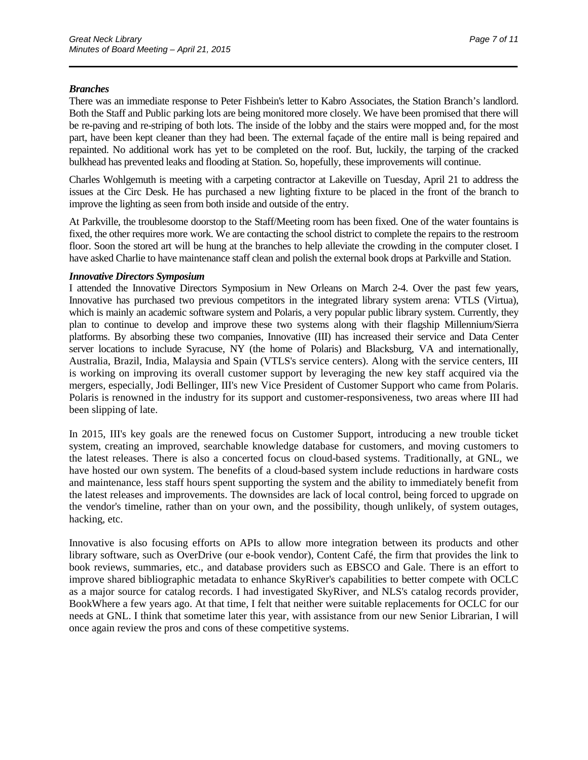***Branches***

There was an immediate response to Peter Fishbein's letter to Kabro Associates, the Station Branch's landlord. Both the Staff and Public parking lots are being monitored more closely. We have been promised that there will be re-paving and re-striping of both lots. The inside of the lobby and the stairs were mopped and, for the most part, have been kept cleaner than they had been. The external façade of the entire mall is being repaired and repainted. No additional work has yet to be completed on the roof. But, luckily, the tarping of the cracked bulkhead has prevented leaks and flooding at Station. So, hopefully, these improvements will continue.

Charles Wohlgemuth is meeting with a carpeting contractor at Lakeville on Tuesday, April 21 to address the issues at the Circ Desk. He has purchased a new lighting fixture to be placed in the front of the branch to improve the lighting as seen from both inside and outside of the entry.

At Parkville, the troublesome doorstop to the Staff/Meeting room has been fixed. One of the water fountains is fixed, the other requires more work. We are contacting the school district to complete the repairs to the restroom floor. Soon the stored art will be hung at the branches to help alleviate the crowding in the computer closet. I have asked Charlie to have maintenance staff clean and polish the external book drops at Parkville and Station.

***Innovative Directors Symposium***

I attended the Innovative Directors Symposium in New Orleans on March 2-4. Over the past few years, Innovative has purchased two previous competitors in the integrated library system arena: VTLS (Virtua), which is mainly an academic software system and Polaris, a very popular public library system. Currently, they plan to continue to develop and improve these two systems along with their flagship Millennium/Sierra platforms. By absorbing these two companies, Innovative (III) has increased their service and Data Center server locations to include Syracuse, NY (the home of Polaris) and Blacksburg, VA and internationally, Australia, Brazil, India, Malaysia and Spain (VTLS's service centers). Along with the service centers, III is working on improving its overall customer support by leveraging the new key staff acquired via the mergers, especially, Jodi Bellinger, III's new Vice President of Customer Support who came from Polaris. Polaris is renowned in the industry for its support and customer-responsiveness, two areas where III had been slipping of late.

In 2015, III's key goals are the renewed focus on Customer Support, introducing a new trouble ticket system, creating an improved, searchable knowledge database for customers, and moving customers to the latest releases. There is also a concerted focus on cloud-based systems. Traditionally, at GNL, we have hosted our own system. The benefits of a cloud-based system include reductions in hardware costs and maintenance, less staff hours spent supporting the system and the ability to immediately benefit from the latest releases and improvements. The downsides are lack of local control, being forced to upgrade on the vendor's timeline, rather than on your own, and the possibility, though unlikely, of system outages, hacking, etc.

Innovative is also focusing efforts on APIs to allow more integration between its products and other library software, such as OverDrive (our e-book vendor), Content Café, the firm that provides the link to book reviews, summaries, etc., and database providers such as EBSCO and Gale. There is an effort to improve shared bibliographic metadata to enhance SkyRiver's capabilities to better compete with OCLC as a major source for catalog records. I had investigated SkyRiver, and NLS's catalog records provider, BookWhere a few years ago. At that time, I felt that neither were suitable replacements for OCLC for our needs at GNL. I think that sometime later this year, with assistance from our new Senior Librarian, I will once again review the pros and cons of these competitive systems.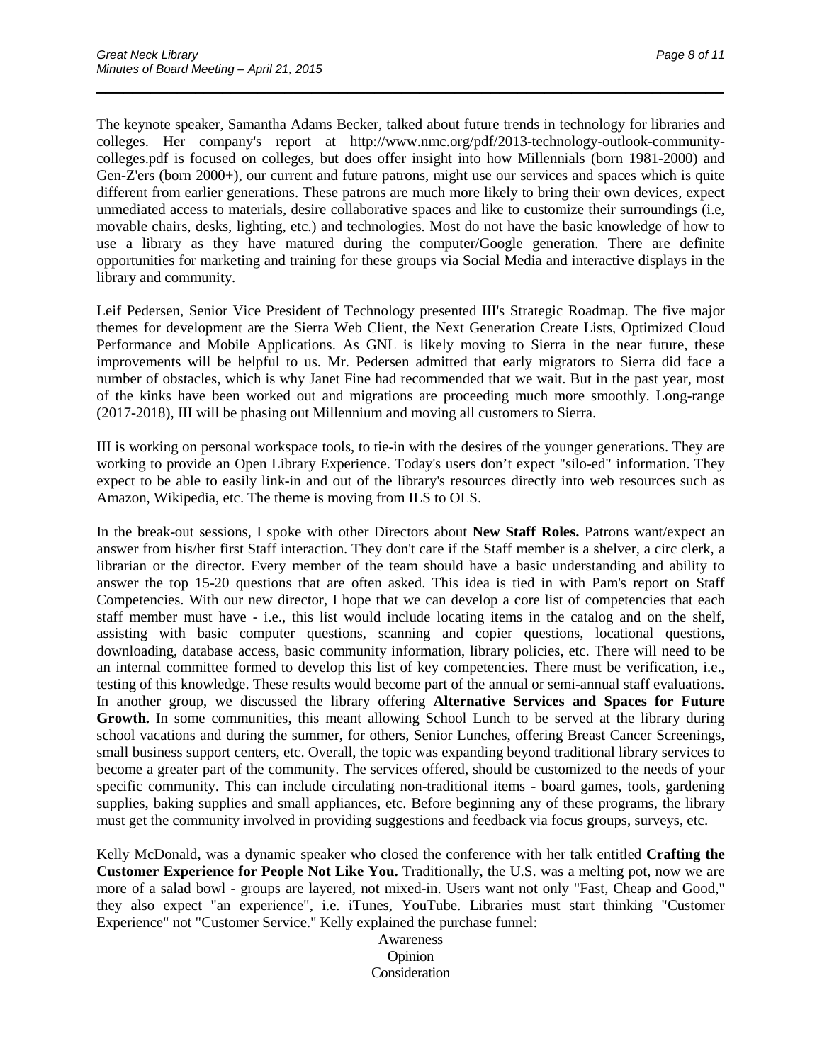The keynote speaker, Samantha Adams Becker, talked about future trends in technology for libraries and colleges. Her company's report at http://www.nmc.org/pdf/2013-technology-outlook-community-colleges.pdf is focused on colleges, but does offer insight into how Millennials (born 1981-2000) and Gen-Z'ers (born 2000+), our current and future patrons, might use our services and spaces which is quite different from earlier generations. These patrons are much more likely to bring their own devices, expect unmediated access to materials, desire collaborative spaces and like to customize their surroundings (i.e, movable chairs, desks, lighting, etc.) and technologies. Most do not have the basic knowledge of how to use a library as they have matured during the computer/Google generation. There are definite opportunities for marketing and training for these groups via Social Media and interactive displays in the library and community.

Leif Pedersen, Senior Vice President of Technology presented III's Strategic Roadmap. The five major themes for development are the Sierra Web Client, the Next Generation Create Lists, Optimized Cloud Performance and Mobile Applications. As GNL is likely moving to Sierra in the near future, these improvements will be helpful to us. Mr. Pedersen admitted that early migrators to Sierra did face a number of obstacles, which is why Janet Fine had recommended that we wait. But in the past year, most of the kinks have been worked out and migrations are proceeding much more smoothly. Long-range (2017-2018), III will be phasing out Millennium and moving all customers to Sierra.

III is working on personal workspace tools, to tie-in with the desires of the younger generations. They are working to provide an Open Library Experience. Today's users don't expect "silo-ed" information. They expect to be able to easily link-in and out of the library's resources directly into web resources such as Amazon, Wikipedia, etc. The theme is moving from ILS to OLS.

In the break-out sessions, I spoke with other Directors about **New Staff Roles.** Patrons want/expect an answer from his/her first Staff interaction. They don't care if the Staff member is a shelver, a circ clerk, a librarian or the director. Every member of the team should have a basic understanding and ability to answer the top 15-20 questions that are often asked. This idea is tied in with Pam's report on Staff Competencies. With our new director, I hope that we can develop a core list of competencies that each staff member must have - i.e., this list would include locating items in the catalog and on the shelf, assisting with basic computer questions, scanning and copier questions, locational questions, downloading, database access, basic community information, library policies, etc. There will need to be an internal committee formed to develop this list of key competencies. There must be verification, i.e., testing of this knowledge. These results would become part of the annual or semi-annual staff evaluations. In another group, we discussed the library offering **Alternative Services and Spaces for Future Growth.** In some communities, this meant allowing School Lunch to be served at the library during school vacations and during the summer, for others, Senior Lunches, offering Breast Cancer Screenings, small business support centers, etc. Overall, the topic was expanding beyond traditional library services to become a greater part of the community. The services offered, should be customized to the needs of your specific community. This can include circulating non-traditional items - board games, tools, gardening supplies, baking supplies and small appliances, etc. Before beginning any of these programs, the library must get the community involved in providing suggestions and feedback via focus groups, surveys, etc.

Kelly McDonald, was a dynamic speaker who closed the conference with her talk entitled **Crafting the Customer Experience for People Not Like You.** Traditionally, the U.S. was a melting pot, now we are more of a salad bowl - groups are layered, not mixed-in. Users want not only "Fast, Cheap and Good," they also expect "an experience", i.e. iTunes, YouTube. Libraries must start thinking "Customer Experience" not "Customer Service." Kelly explained the purchase funnel:

Awareness
Opinion
Consideration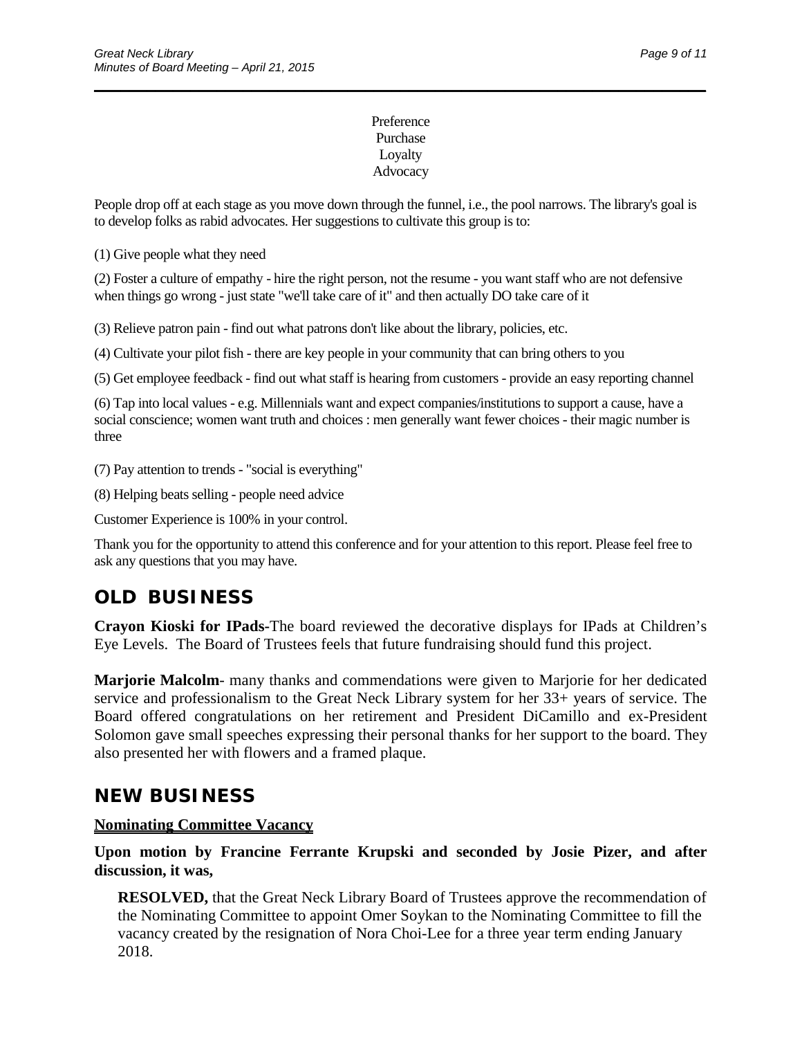Preference
Purchase
Loyalty
Advocacy

People drop off at each stage as you move down through the funnel, i.e., the pool narrows. The library's goal is to develop folks as rabid advocates. Her suggestions to cultivate this group is to:

(1) Give people what they need

(2) Foster a culture of empathy - hire the right person, not the resume - you want staff who are not defensive when things go wrong - just state "we'll take care of it" and then actually DO take care of it

(3) Relieve patron pain - find out what patrons don't like about the library, policies, etc.

(4) Cultivate your pilot fish - there are key people in your community that can bring others to you

(5) Get employee feedback - find out what staff is hearing from customers - provide an easy reporting channel

(6) Tap into local values - e.g. Millennials want and expect companies/institutions to support a cause, have a social conscience; women want truth and choices : men generally want fewer choices - their magic number is three

(7) Pay attention to trends - "social is everything"

(8) Helping beats selling - people need advice

Customer Experience is 100% in your control.

Thank you for the opportunity to attend this conference and for your attention to this report. Please feel free to ask any questions that you may have.

## OLD BUSINESS

**Crayon Kioski for IPads**-The board reviewed the decorative displays for IPads at Children's Eye Levels. The Board of Trustees feels that future fundraising should fund this project.

**Marjorie Malcolm**- many thanks and commendations were given to Marjorie for her dedicated service and professionalism to the Great Neck Library system for her 33+ years of service. The Board offered congratulations on her retirement and President DiCamillo and ex-President Solomon gave small speeches expressing their personal thanks for her support to the board. They also presented her with flowers and a framed plaque.

## NEW BUSINESS

**Nominating Committee Vacancy**

**Upon motion by Francine Ferrante Krupski and seconded by Josie Pizer, and after discussion, it was,**

> **RESOLVED,** that the Great Neck Library Board of Trustees approve the recommendation of the Nominating Committee to appoint Omer Soykan to the Nominating Committee to fill the vacancy created by the resignation of Nora Choi-Lee for a three year term ending January 2018.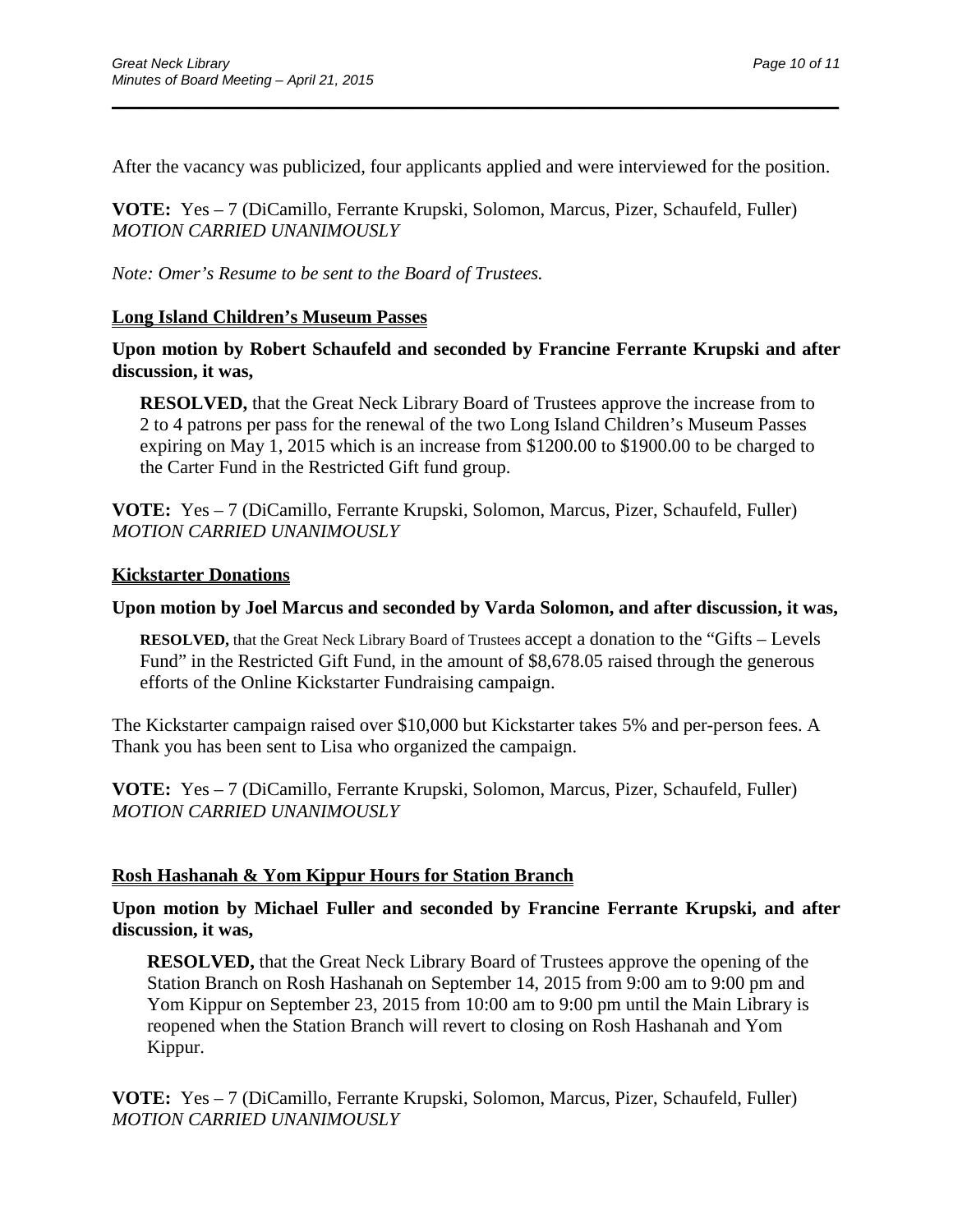After the vacancy was publicized, four applicants applied and were interviewed for the position.

**VOTE:** Yes – 7 (DiCamillo, Ferrante Krupski, Solomon, Marcus, Pizer, Schaufeld, Fuller)
*MOTION CARRIED UNANIMOUSLY*

*Note: Omer's Resume to be sent to the Board of Trustees.*

**Long Island Children's Museum Passes**

**Upon motion by Robert Schaufeld and seconded by Francine Ferrante Krupski and after discussion, it was,**

> **RESOLVED,** that the Great Neck Library Board of Trustees approve the increase from to 2 to 4 patrons per pass for the renewal of the two Long Island Children's Museum Passes expiring on May 1, 2015 which is an increase from $1200.00 to $1900.00 to be charged to the Carter Fund in the Restricted Gift fund group.

**VOTE:** Yes – 7 (DiCamillo, Ferrante Krupski, Solomon, Marcus, Pizer, Schaufeld, Fuller)
*MOTION CARRIED UNANIMOUSLY*

**Kickstarter Donations**

**Upon motion by Joel Marcus and seconded by Varda Solomon, and after discussion, it was,**

> **RESOLVED,** that the Great Neck Library Board of Trustees accept a donation to the "Gifts – Levels Fund" in the Restricted Gift Fund, in the amount of $8,678.05 raised through the generous efforts of the Online Kickstarter Fundraising campaign.

The Kickstarter campaign raised over $10,000 but Kickstarter takes 5% and per-person fees. A Thank you has been sent to Lisa who organized the campaign.

**VOTE:** Yes – 7 (DiCamillo, Ferrante Krupski, Solomon, Marcus, Pizer, Schaufeld, Fuller)
*MOTION CARRIED UNANIMOUSLY*

**Rosh Hashanah & Yom Kippur Hours for Station Branch**

**Upon motion by Michael Fuller and seconded by Francine Ferrante Krupski, and after discussion, it was,**

> **RESOLVED,** that the Great Neck Library Board of Trustees approve the opening of the Station Branch on Rosh Hashanah on September 14, 2015 from 9:00 am to 9:00 pm and Yom Kippur on September 23, 2015 from 10:00 am to 9:00 pm until the Main Library is reopened when the Station Branch will revert to closing on Rosh Hashanah and Yom Kippur.

**VOTE:** Yes – 7 (DiCamillo, Ferrante Krupski, Solomon, Marcus, Pizer, Schaufeld, Fuller)
*MOTION CARRIED UNANIMOUSLY*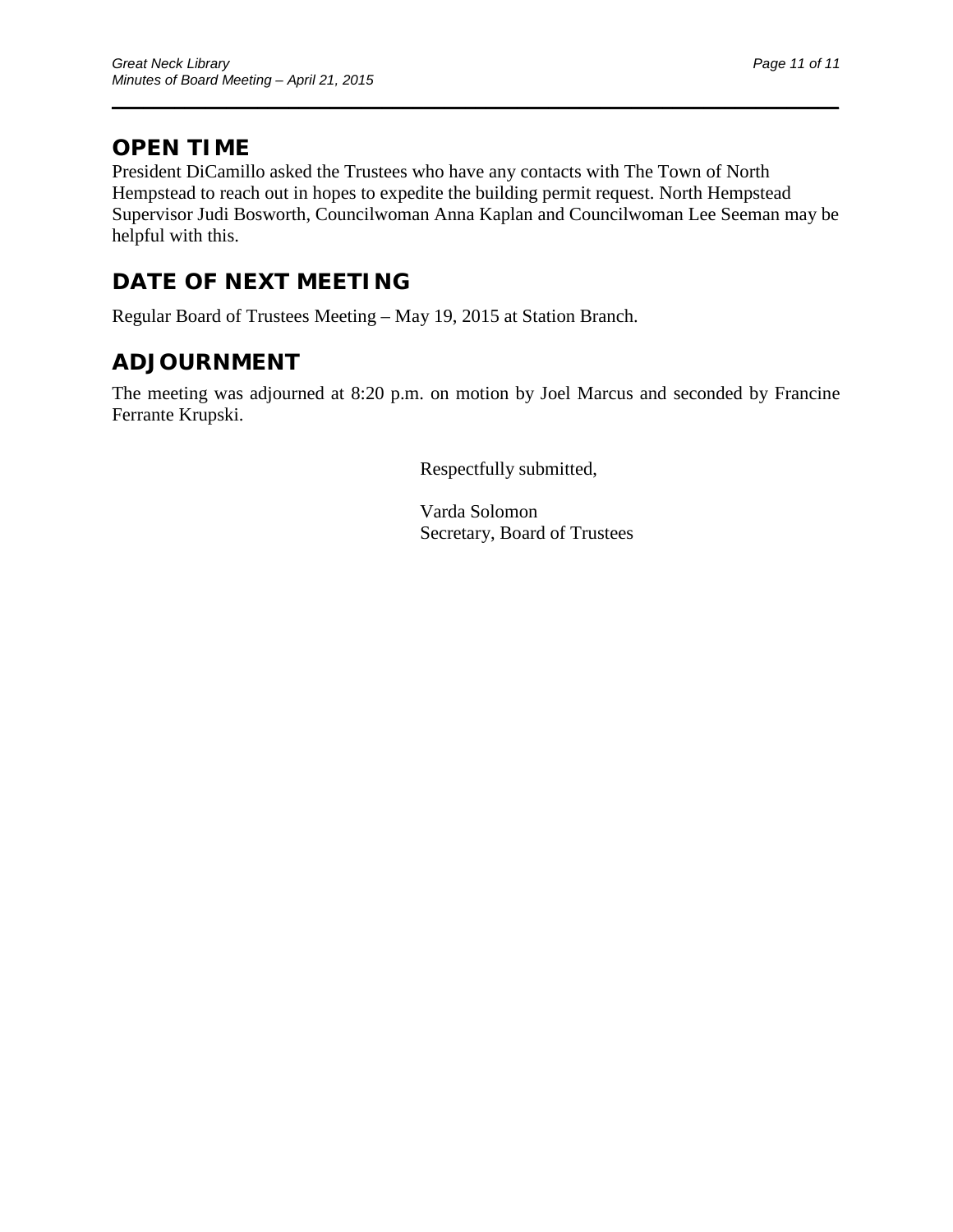## OPEN TIME

President DiCamillo asked the Trustees who have any contacts with The Town of North Hempstead to reach out in hopes to expedite the building permit request. North Hempstead Supervisor Judi Bosworth, Councilwoman Anna Kaplan and Councilwoman Lee Seeman may be helpful with this.

## DATE OF NEXT MEETING

Regular Board of Trustees Meeting – May 19, 2015 at Station Branch.

## ADJOURNMENT

The meeting was adjourned at 8:20 p.m. on motion by Joel Marcus and seconded by Francine Ferrante Krupski.

Respectfully submitted,

Varda Solomon
Secretary, Board of Trustees